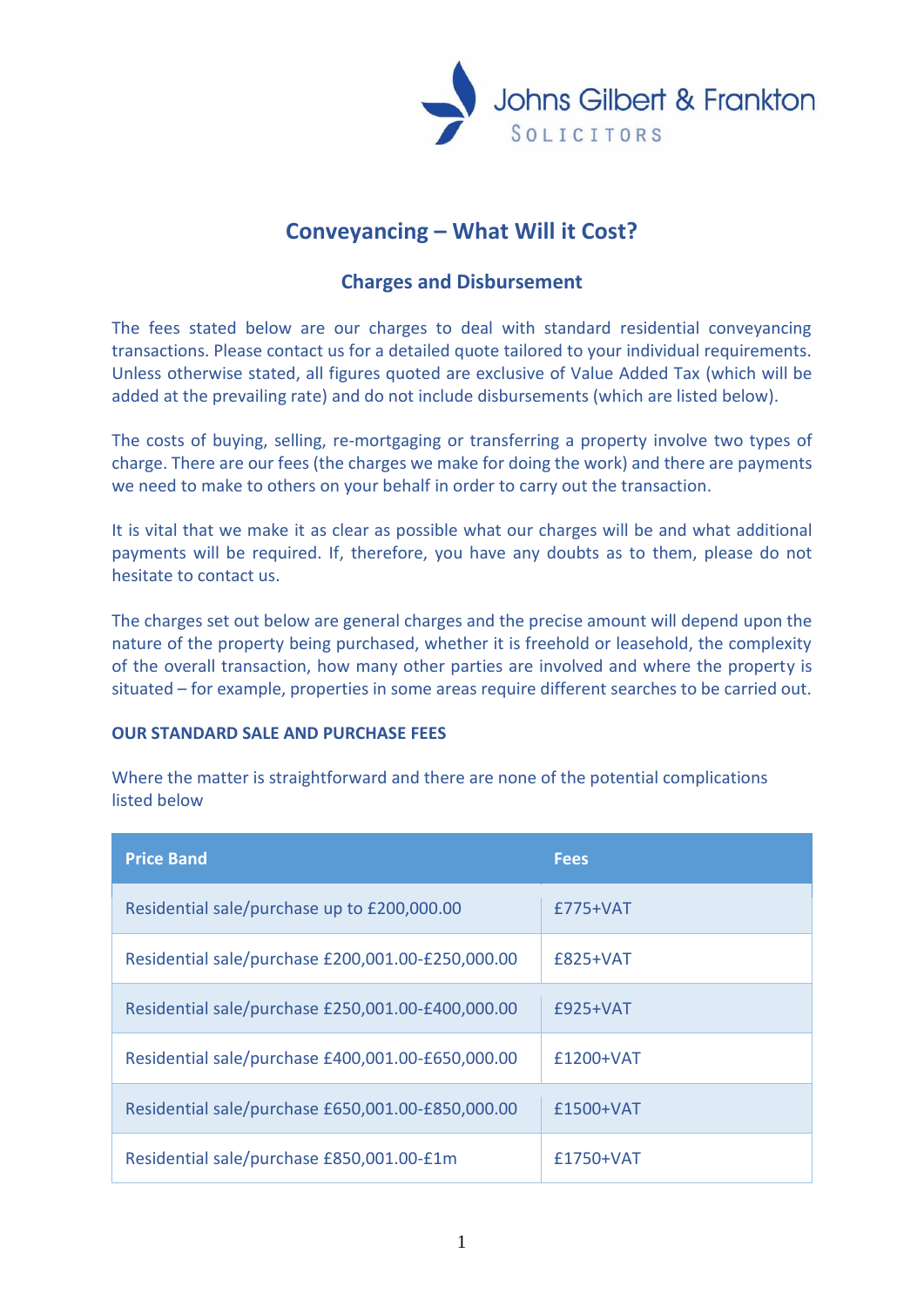Johns Gilbert & Frankton
SOLICITORS

# Conveyancing – What Will it Cost?

## Charges and Disbursement

The fees stated below are our charges to deal with standard residential conveyancing transactions. Please contact us for a detailed quote tailored to your individual requirements. Unless otherwise stated, all figures quoted are exclusive of Value Added Tax (which will be added at the prevailing rate) and do not include disbursements (which are listed below).

The costs of buying, selling, re-mortgaging or transferring a property involve two types of charge. There are our fees (the charges we make for doing the work) and there are payments we need to make to others on your behalf in order to carry out the transaction.

It is vital that we make it as clear as possible what our charges will be and what additional payments will be required. If, therefore, you have any doubts as to them, please do not hesitate to contact us.

The charges set out below are general charges and the precise amount will depend upon the nature of the property being purchased, whether it is freehold or leasehold, the complexity of the overall transaction, how many other parties are involved and where the property is situated – for example, properties in some areas require different searches to be carried out.

### OUR STANDARD SALE AND PURCHASE FEES

Where the matter is straightforward and there are none of the potential complications listed below

| Price Band | Fees |
|---|---|
| Residential sale/purchase up to £200,000.00 | £775+VAT |
| Residential sale/purchase £200,001.00-£250,000.00 | £825+VAT |
| Residential sale/purchase £250,001.00-£400,000.00 | £925+VAT |
| Residential sale/purchase £400,001.00-£650,000.00 | £1200+VAT |
| Residential sale/purchase £650,001.00-£850,000.00 | £1500+VAT |
| Residential sale/purchase £850,001.00-£1m | £1750+VAT |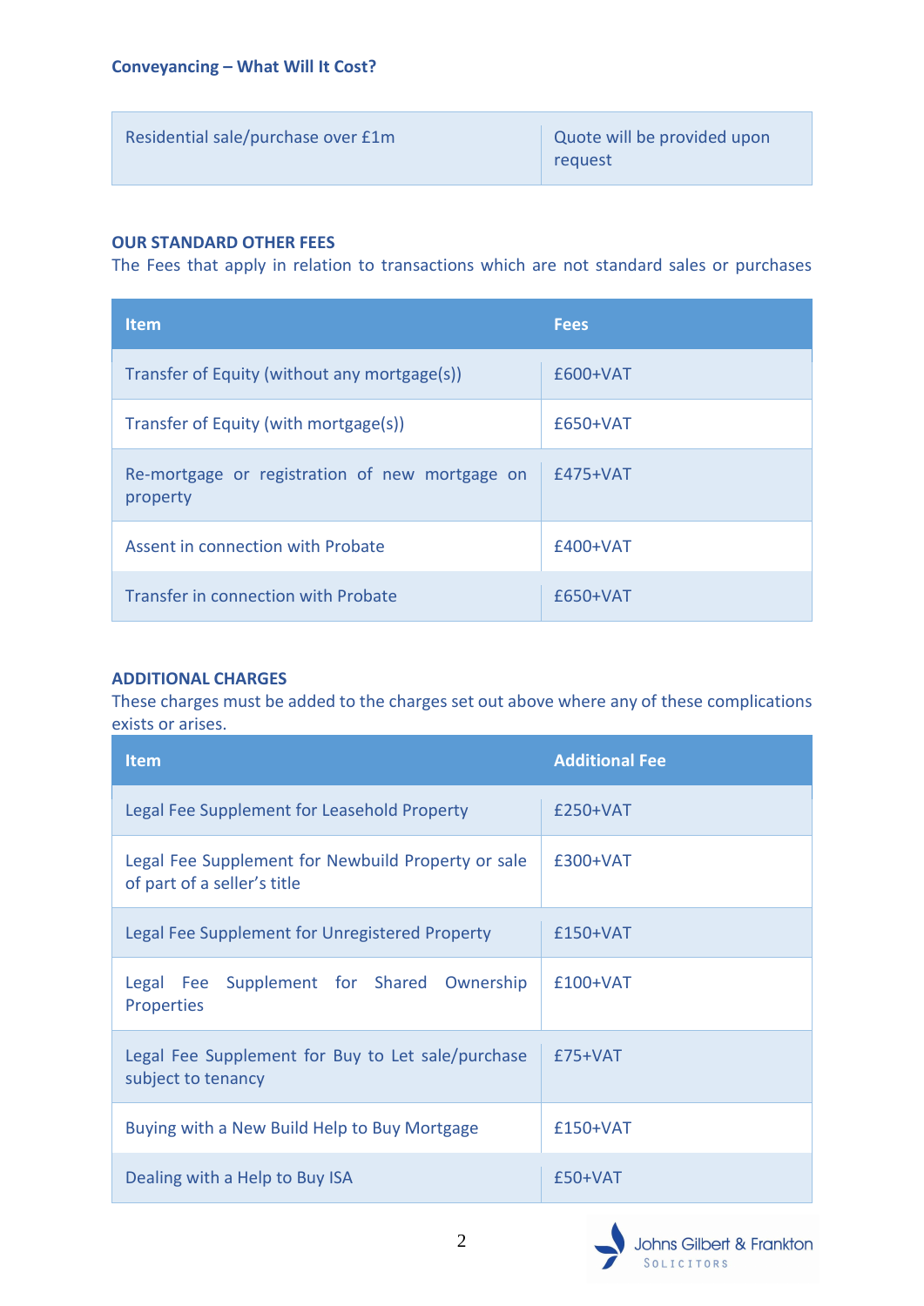**Conveyancing – What Will It Cost?**

| | |
|---|---|
| Residential sale/purchase over £1m | Quote will be provided upon request |

**OUR STANDARD OTHER FEES**

The Fees that apply in relation to transactions which are not standard sales or purchases

| Item | Fees |
|---|---|
| Transfer of Equity (without any mortgage(s)) | £600+VAT |
| Transfer of Equity (with mortgage(s)) | £650+VAT |
| Re-mortgage or registration of new mortgage on property | £475+VAT |
| Assent in connection with Probate | £400+VAT |
| Transfer in connection with Probate | £650+VAT |

**ADDITIONAL CHARGES**

These charges must be added to the charges set out above where any of these complications exists or arises.

| Item | Additional Fee |
|---|---|
| Legal Fee Supplement for Leasehold Property | £250+VAT |
| Legal Fee Supplement for Newbuild Property or sale of part of a seller's title | £300+VAT |
| Legal Fee Supplement for Unregistered Property | £150+VAT |
| Legal Fee Supplement for Shared Ownership Properties | £100+VAT |
| Legal Fee Supplement for Buy to Let sale/purchase subject to tenancy | £75+VAT |
| Buying with a New Build Help to Buy Mortgage | £150+VAT |
| Dealing with a Help to Buy ISA | £50+VAT |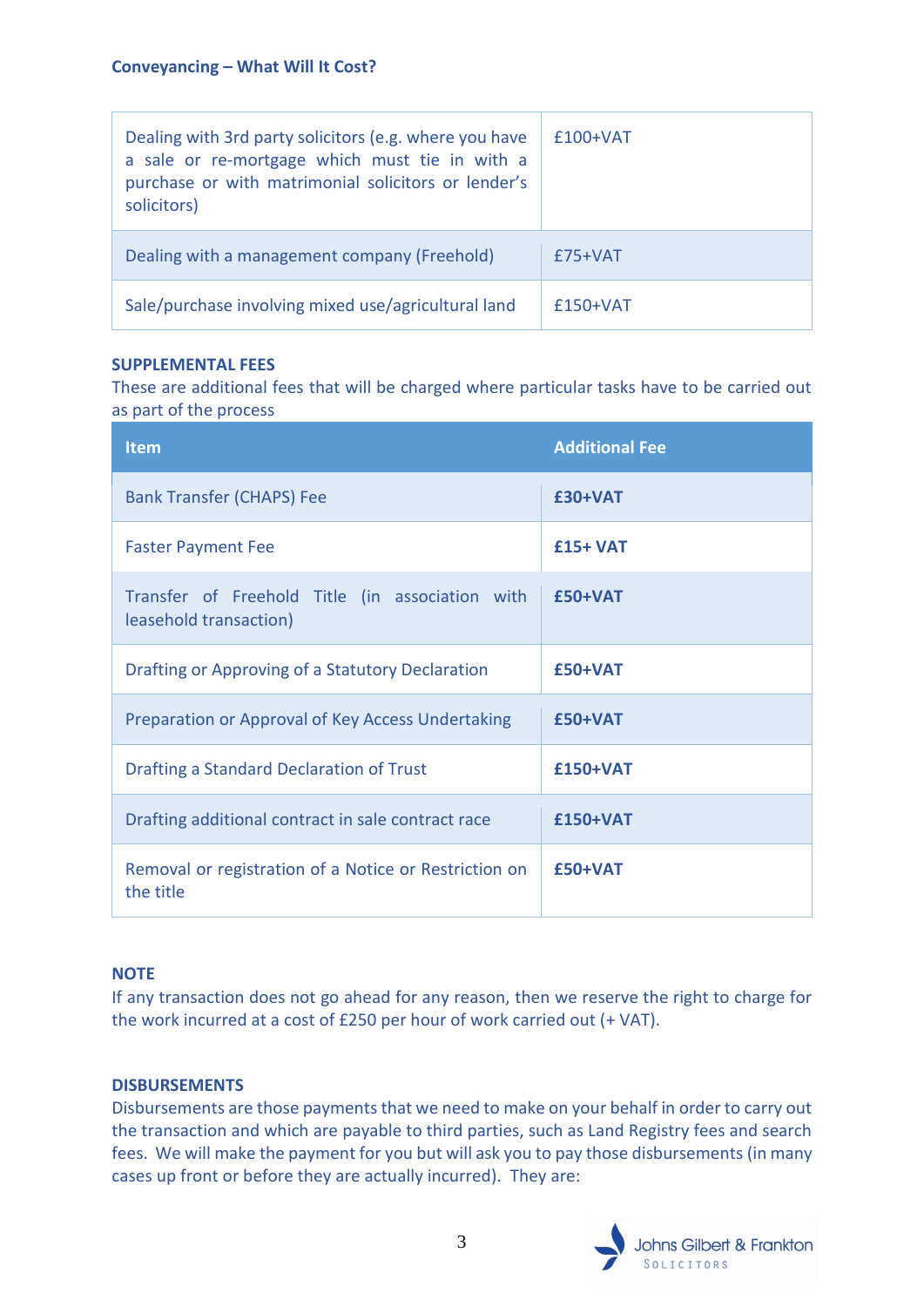**Conveyancing – What Will It Cost?**

| | |
|---|---|
| Dealing with 3rd party solicitors (e.g. where you have a sale or re-mortgage which must tie in with a purchase or with matrimonial solicitors or lender's solicitors) | £100+VAT |
| Dealing with a management company (Freehold) | £75+VAT |
| Sale/purchase involving mixed use/agricultural land | £150+VAT |

**SUPPLEMENTAL FEES**

These are additional fees that will be charged where particular tasks have to be carried out as part of the process

| Item | Additional Fee |
|---|---|
| Bank Transfer (CHAPS) Fee | **£30+VAT** |
| Faster Payment Fee | **£15+ VAT** |
| Transfer of Freehold Title (in association with leasehold transaction) | **£50+VAT** |
| Drafting or Approving of a Statutory Declaration | **£50+VAT** |
| Preparation or Approval of Key Access Undertaking | **£50+VAT** |
| Drafting a Standard Declaration of Trust | **£150+VAT** |
| Drafting additional contract in sale contract race | **£150+VAT** |
| Removal or registration of a Notice or Restriction on the title | **£50+VAT** |

**NOTE**

If any transaction does not go ahead for any reason, then we reserve the right to charge for the work incurred at a cost of £250 per hour of work carried out (+ VAT).

**DISBURSEMENTS**

Disbursements are those payments that we need to make on your behalf in order to carry out the transaction and which are payable to third parties, such as Land Registry fees and search fees. We will make the payment for you but will ask you to pay those disbursements (in many cases up front or before they are actually incurred). They are: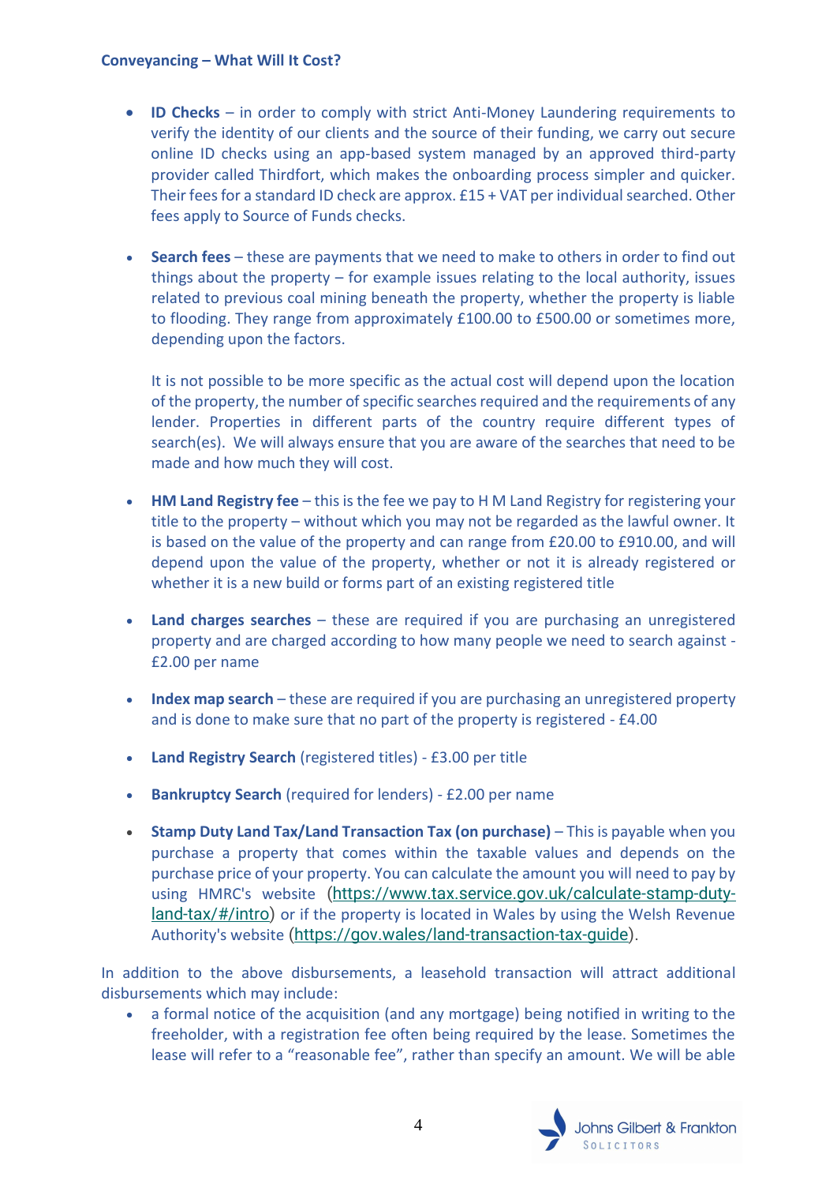**Conveyancing – What Will It Cost?**

- **ID Checks** – in order to comply with strict Anti-Money Laundering requirements to verify the identity of our clients and the source of their funding, we carry out secure online ID checks using an app-based system managed by an approved third-party provider called Thirdfort, which makes the onboarding process simpler and quicker. Their fees for a standard ID check are approx. £15 + VAT per individual searched. Other fees apply to Source of Funds checks.

- **Search fees** – these are payments that we need to make to others in order to find out things about the property – for example issues relating to the local authority, issues related to previous coal mining beneath the property, whether the property is liable to flooding. They range from approximately £100.00 to £500.00 or sometimes more, depending upon the factors.

  It is not possible to be more specific as the actual cost will depend upon the location of the property, the number of specific searches required and the requirements of any lender. Properties in different parts of the country require different types of search(es). We will always ensure that you are aware of the searches that need to be made and how much they will cost.

- **HM Land Registry fee** – this is the fee we pay to H M Land Registry for registering your title to the property – without which you may not be regarded as the lawful owner. It is based on the value of the property and can range from £20.00 to £910.00, and will depend upon the value of the property, whether or not it is already registered or whether it is a new build or forms part of an existing registered title

- **Land charges searches** – these are required if you are purchasing an unregistered property and are charged according to how many people we need to search against - £2.00 per name

- **Index map search** – these are required if you are purchasing an unregistered property and is done to make sure that no part of the property is registered - £4.00

- **Land Registry Search** (registered titles) - £3.00 per title

- **Bankruptcy Search** (required for lenders) - £2.00 per name

- **Stamp Duty Land Tax/Land Transaction Tax (on purchase)** – This is payable when you purchase a property that comes within the taxable values and depends on the purchase price of your property. You can calculate the amount you will need to pay by using HMRC's website (https://www.tax.service.gov.uk/calculate-stamp-duty-land-tax/#/intro) or if the property is located in Wales by using the Welsh Revenue Authority's website (https://gov.wales/land-transaction-tax-guide).

In addition to the above disbursements, a leasehold transaction will attract additional disbursements which may include:

- a formal notice of the acquisition (and any mortgage) being notified in writing to the freeholder, with a registration fee often being required by the lease. Sometimes the lease will refer to a "reasonable fee", rather than specify an amount. We will be able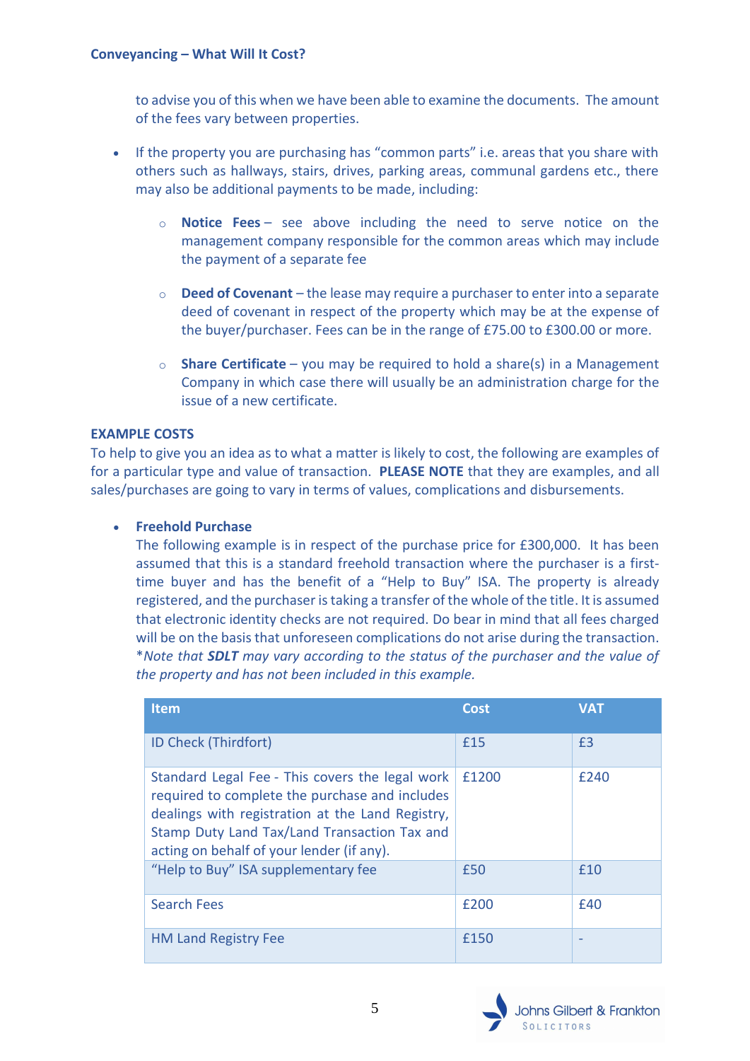to advise you of this when we have been able to examine the documents. The amount of the fees vary between properties.

- If the property you are purchasing has "common parts" i.e. areas that you share with others such as hallways, stairs, drives, parking areas, communal gardens etc., there may also be additional payments to be made, including:
  - **Notice Fees** – see above including the need to serve notice on the management company responsible for the common areas which may include the payment of a separate fee
  - **Deed of Covenant** – the lease may require a purchaser to enter into a separate deed of covenant in respect of the property which may be at the expense of the buyer/purchaser. Fees can be in the range of £75.00 to £300.00 or more.
  - **Share Certificate** – you may be required to hold a share(s) in a Management Company in which case there will usually be an administration charge for the issue of a new certificate.

**EXAMPLE COSTS**

To help to give you an idea as to what a matter is likely to cost, the following are examples of for a particular type and value of transaction. **PLEASE NOTE** that they are examples, and all sales/purchases are going to vary in terms of values, complications and disbursements.

- **Freehold Purchase**

  The following example is in respect of the purchase price for £300,000. It has been assumed that this is a standard freehold transaction where the purchaser is a first-time buyer and has the benefit of a "Help to Buy" ISA. The property is already registered, and the purchaser is taking a transfer of the whole of the title. It is assumed that electronic identity checks are not required. Do bear in mind that all fees charged will be on the basis that unforeseen complications do not arise during the transaction. **Note that **SDLT** may vary according to the status of the purchaser and the value of the property and has not been included in this example.*

| Item | Cost | VAT |
|---|---|---|
| ID Check (Thirdfort) | £15 | £3 |
| Standard Legal Fee - This covers the legal work required to complete the purchase and includes dealings with registration at the Land Registry, Stamp Duty Land Tax/Land Transaction Tax and acting on behalf of your lender (if any). | £1200 | £240 |
| "Help to Buy" ISA supplementary fee | £50 | £10 |
| Search Fees | £200 | £40 |
| HM Land Registry Fee | £150 | - |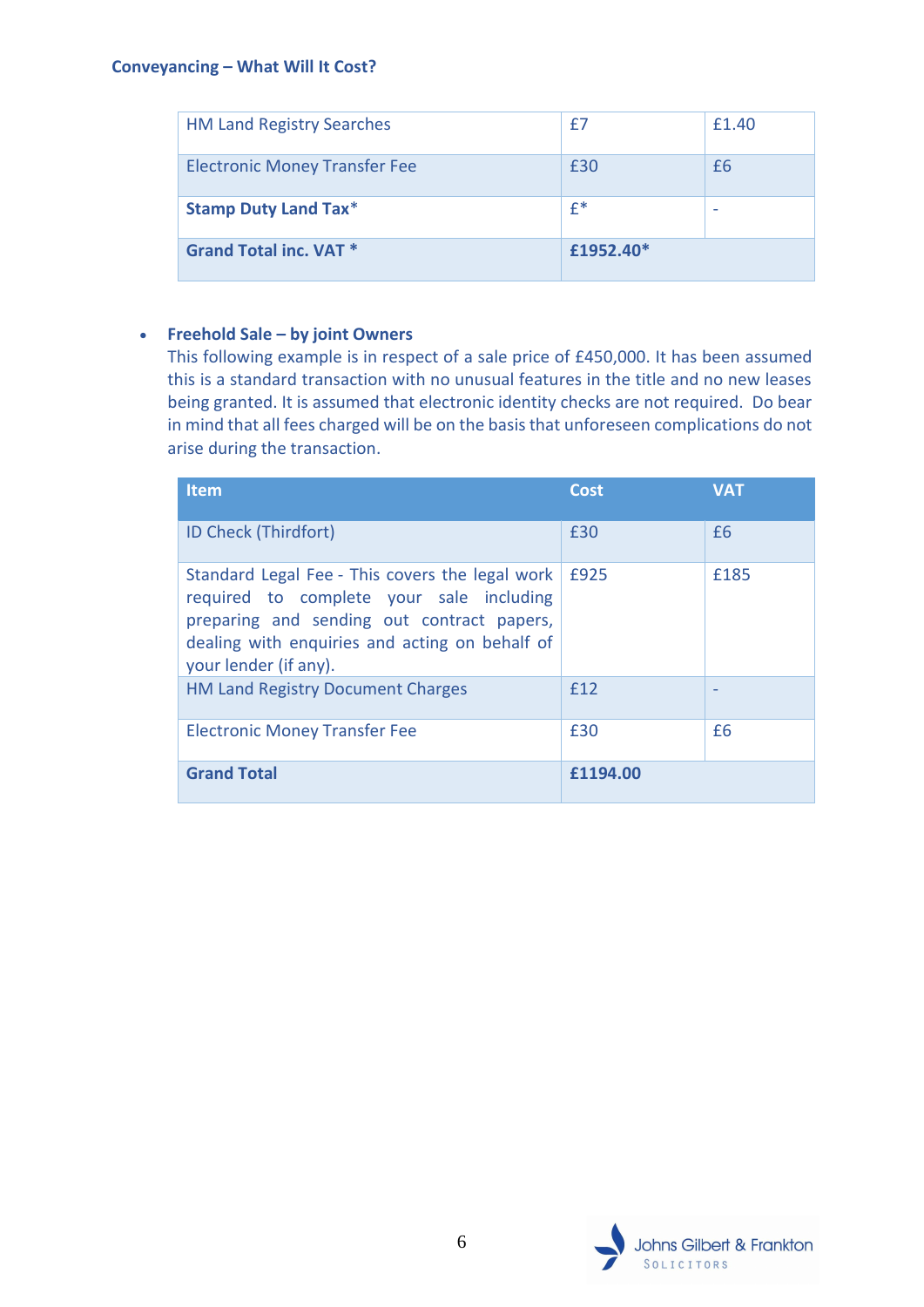## Conveyancing – What Will It Cost?

| | | |
|---|---|---|
| HM Land Registry Searches | £7 | £1.40 |
| Electronic Money Transfer Fee | £30 | £6 |
| **Stamp Duty Land Tax*** | £* | - |
| **Grand Total inc. VAT *** | **£1952.40*** | |

- **Freehold Sale – by joint Owners**
  This following example is in respect of a sale price of £450,000. It has been assumed this is a standard transaction with no unusual features in the title and no new leases being granted. It is assumed that electronic identity checks are not required. Do bear in mind that all fees charged will be on the basis that unforeseen complications do not arise during the transaction.

| Item | Cost | VAT |
|---|---|---|
| ID Check (Thirdfort) | £30 | £6 |
| Standard Legal Fee - This covers the legal work required to complete your sale including preparing and sending out contract papers, dealing with enquiries and acting on behalf of your lender (if any). | £925 | £185 |
| HM Land Registry Document Charges | £12 | - |
| Electronic Money Transfer Fee | £30 | £6 |
| **Grand Total** | **£1194.00** | |